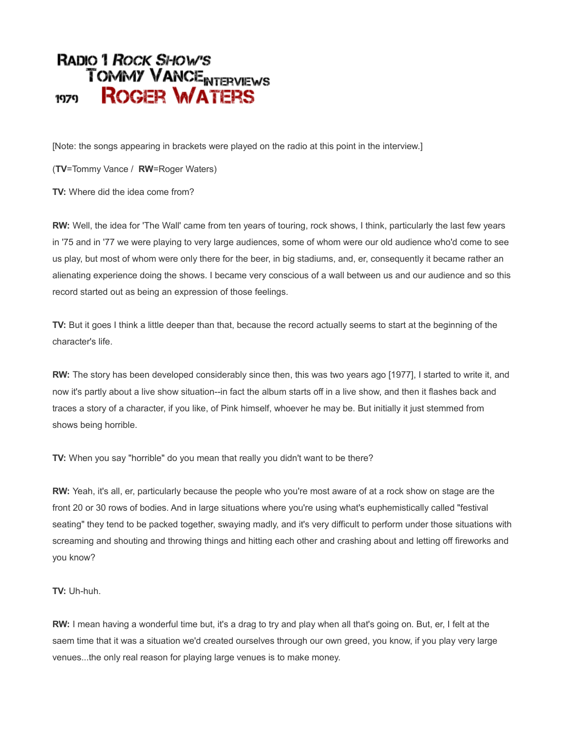# Radio 1 *Rock Show's* Tommy Vance interviews Roger Waters 1979

[Note: the songs appearing in brackets were played on the radio at this point in the interview.]

(**TV**=Tommy Vance / **RW**=Roger Waters)

**TV:** Where did the idea come from?

**RW:** Well, the idea for 'The Wall' came from ten years of touring, rock shows, I think, particularly the last few years in '75 and in '77 we were playing to very large audiences, some of whom were our old audience who'd come to see us play, but most of whom were only there for the beer, in big stadiums, and, er, consequently it became rather an alienating experience doing the shows. I became very conscious of a wall between us and our audience and so this record started out as being an expression of those feelings.

**TV:** But it goes I think a little deeper than that, because the record actually seems to start at the beginning of the character's life.

**RW:** The story has been developed considerably since then, this was two years ago [1977], I started to write it, and now it's partly about a live show situation--in fact the album starts off in a live show, and then it flashes back and traces a story of a character, if you like, of Pink himself, whoever he may be. But initially it just stemmed from shows being horrible.

**TV:** When you say "horrible" do you mean that really you didn't want to be there?

**RW:** Yeah, it's all, er, particularly because the people who you're most aware of at a rock show on stage are the front 20 or 30 rows of bodies. And in large situations where you're using what's euphemistically called "festival seating" they tend to be packed together, swaying madly, and it's very difficult to perform under those situations with screaming and shouting and throwing things and hitting each other and crashing about and letting off fireworks and you know?

**TV:** Uh-huh.

**RW:** I mean having a wonderful time but, it's a drag to try and play when all that's going on. But, er, I felt at the saem time that it was a situation we'd created ourselves through our own greed, you know, if you play very large venues...the only real reason for playing large venues is to make money.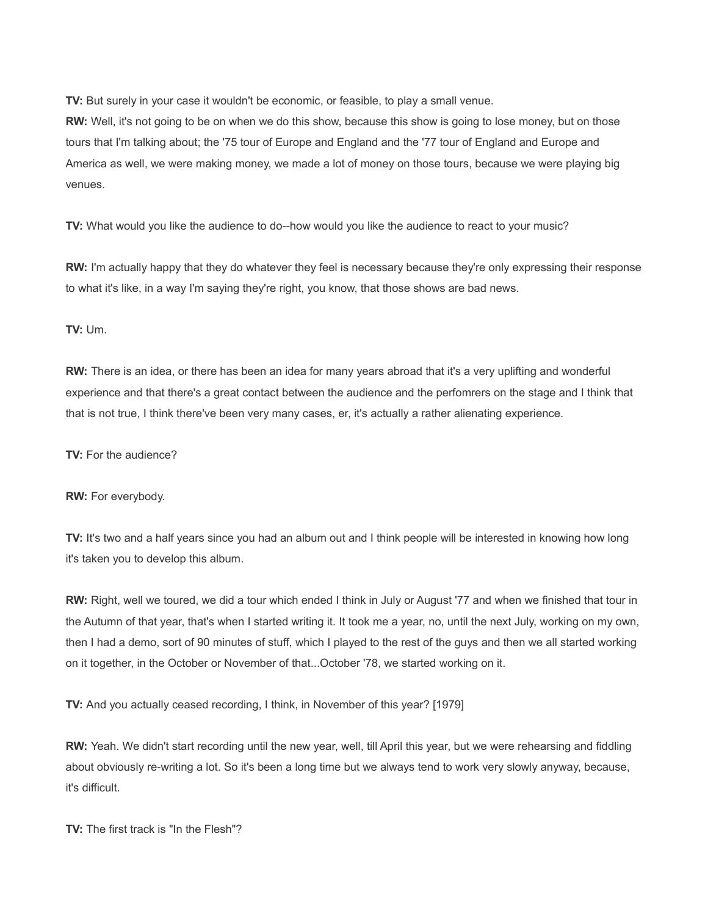**TV:** But surely in your case it wouldn't be economic, or feasible, to play a small venue.
**RW:** Well, it's not going to be on when we do this show, because this show is going to lose money, but on those tours that I'm talking about; the '75 tour of Europe and England and the '77 tour of England and Europe and America as well, we were making money, we made a lot of money on those tours, because we were playing big venues.

**TV:** What would you like the audience to do--how would you like the audience to react to your music?

**RW:** I'm actually happy that they do whatever they feel is necessary because they're only expressing their response to what it's like, in a way I'm saying they're right, you know, that those shows are bad news.

**TV:** Um.

**RW:** There is an idea, or there has been an idea for many years abroad that it's a very uplifting and wonderful experience and that there's a great contact between the audience and the perfomrers on the stage and I think that that is not true, I think there've been very many cases, er, it's actually a rather alienating experience.

**TV:** For the audience?

**RW:** For everybody.

**TV:** It's two and a half years since you had an album out and I think people will be interested in knowing how long it's taken you to develop this album.

**RW:** Right, well we toured, we did a tour which ended I think in July or August '77 and when we finished that tour in the Autumn of that year, that's when I started writing it. It took me a year, no, until the next July, working on my own, then I had a demo, sort of 90 minutes of stuff, which I played to the rest of the guys and then we all started working on it together, in the October or November of that...October '78, we started working on it.

**TV:** And you actually ceased recording, I think, in November of this year? [1979]

**RW:** Yeah. We didn't start recording until the new year, well, till April this year, but we were rehearsing and fiddling about obviously re-writing a lot. So it's been a long time but we always tend to work very slowly anyway, because, it's difficult.

**TV:** The first track is "In the Flesh"?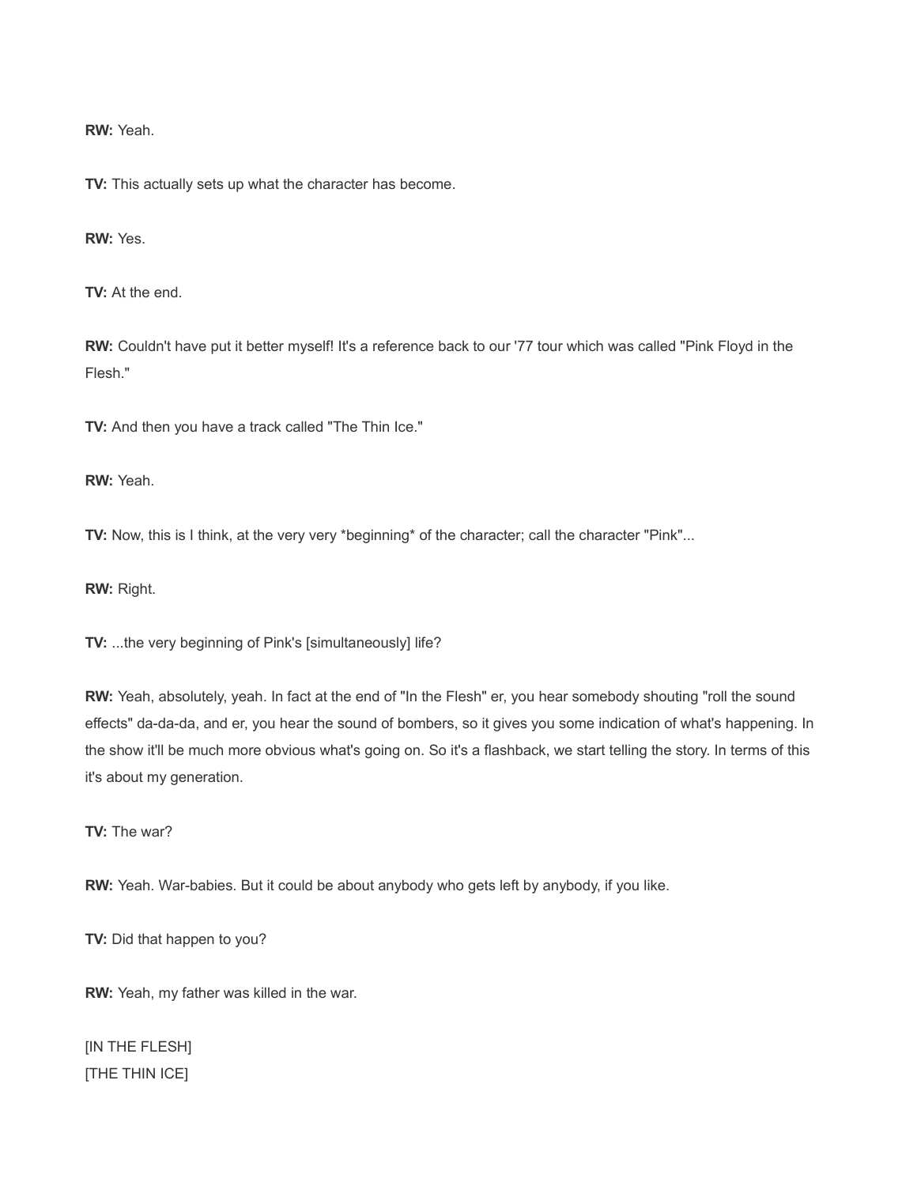**RW:** Yeah.

**TV:** This actually sets up what the character has become.

**RW:** Yes.

**TV:** At the end.

**RW:** Couldn't have put it better myself! It's a reference back to our '77 tour which was called "Pink Floyd in the Flesh."

**TV:** And then you have a track called "The Thin Ice."

**RW:** Yeah.

**TV:** Now, this is I think, at the very very *beginning* of the character; call the character "Pink"...

**RW:** Right.

**TV:** ...the very beginning of Pink's [simultaneously] life?

**RW:** Yeah, absolutely, yeah. In fact at the end of "In the Flesh" er, you hear somebody shouting "roll the sound effects" da-da-da, and er, you hear the sound of bombers, so it gives you some indication of what's happening. In the show it'll be much more obvious what's going on. So it's a flashback, we start telling the story. In terms of this it's about my generation.

**TV:** The war?

**RW:** Yeah. War-babies. But it could be about anybody who gets left by anybody, if you like.

**TV:** Did that happen to you?

**RW:** Yeah, my father was killed in the war.

[IN THE FLESH]
[THE THIN ICE]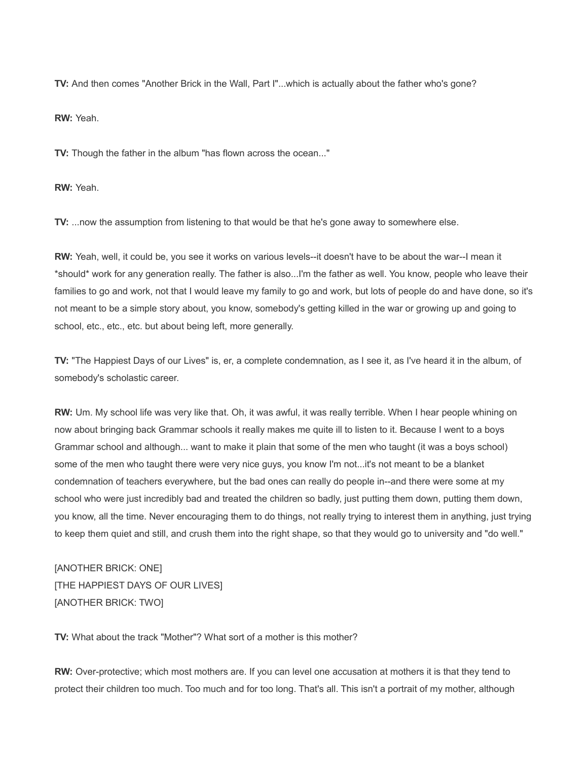**TV:** And then comes "Another Brick in the Wall, Part I"...which is actually about the father who's gone?

**RW:** Yeah.

**TV:** Though the father in the album "has flown across the ocean..."

**RW:** Yeah.

**TV:** ...now the assumption from listening to that would be that he's gone away to somewhere else.

**RW:** Yeah, well, it could be, you see it works on various levels--it doesn't have to be about the war--I mean it *should* work for any generation really. The father is also...I'm the father as well. You know, people who leave their families to go and work, not that I would leave my family to go and work, but lots of people do and have done, so it's not meant to be a simple story about, you know, somebody's getting killed in the war or growing up and going to school, etc., etc., etc. but about being left, more generally.

**TV:** "The Happiest Days of our Lives" is, er, a complete condemnation, as I see it, as I've heard it in the album, of somebody's scholastic career.

**RW:** Um. My school life was very like that. Oh, it was awful, it was really terrible. When I hear people whining on now about bringing back Grammar schools it really makes me quite ill to listen to it. Because I went to a boys Grammar school and although... want to make it plain that some of the men who taught (it was a boys school) some of the men who taught there were very nice guys, you know I'm not...it's not meant to be a blanket condemnation of teachers everywhere, but the bad ones can really do people in--and there were some at my school who were just incredibly bad and treated the children so badly, just putting them down, putting them down, you know, all the time. Never encouraging them to do things, not really trying to interest them in anything, just trying to keep them quiet and still, and crush them into the right shape, so that they would go to university and "do well."

[ANOTHER BRICK: ONE]
[THE HAPPIEST DAYS OF OUR LIVES]
[ANOTHER BRICK: TWO]

**TV:** What about the track "Mother"? What sort of a mother is this mother?

**RW:** Over-protective; which most mothers are. If you can level one accusation at mothers it is that they tend to protect their children too much. Too much and for too long. That's all. This isn't a portrait of my mother, although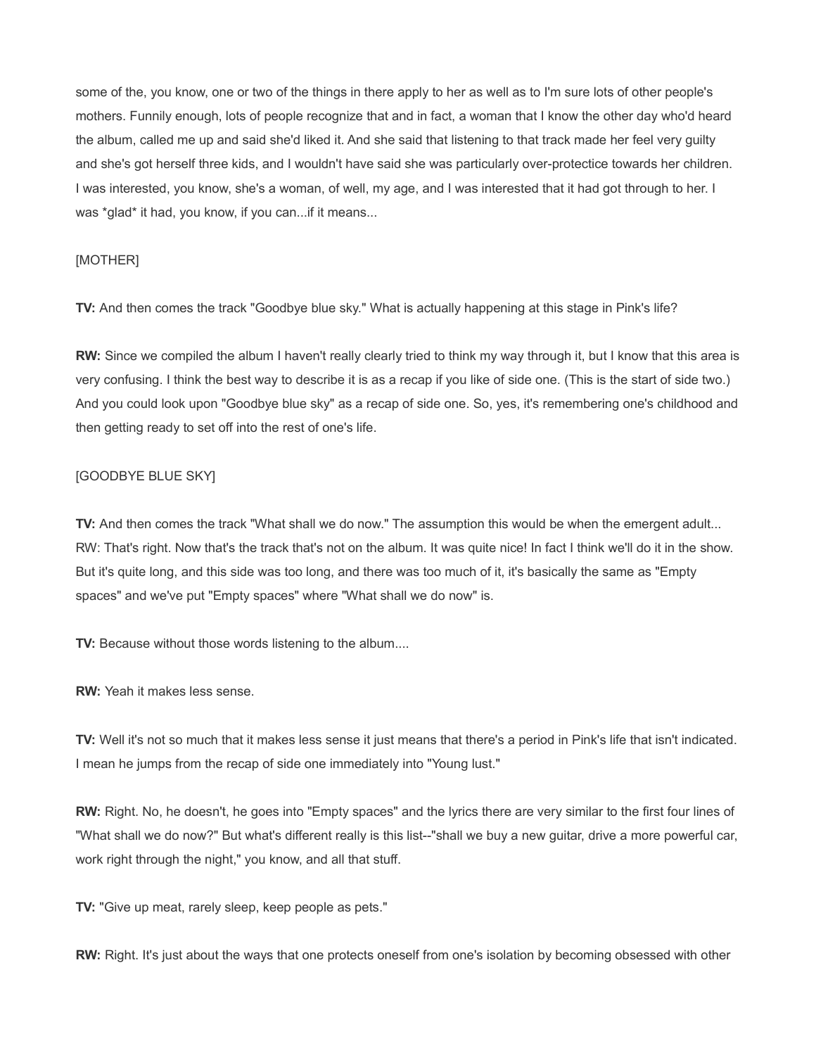some of the, you know, one or two of the things in there apply to her as well as to I'm sure lots of other people's mothers. Funnily enough, lots of people recognize that and in fact, a woman that I know the other day who'd heard the album, called me up and said she'd liked it. And she said that listening to that track made her feel very guilty and she's got herself three kids, and I wouldn't have said she was particularly over-protectice towards her children. I was interested, you know, she's a woman, of well, my age, and I was interested that it had got through to her. I was *glad* it had, you know, if you can...if it means...

[MOTHER]

**TV:** And then comes the track "Goodbye blue sky." What is actually happening at this stage in Pink's life?

**RW:** Since we compiled the album I haven't really clearly tried to think my way through it, but I know that this area is very confusing. I think the best way to describe it is as a recap if you like of side one. (This is the start of side two.) And you could look upon "Goodbye blue sky" as a recap of side one. So, yes, it's remembering one's childhood and then getting ready to set off into the rest of one's life.

[GOODBYE BLUE SKY]

**TV:** And then comes the track "What shall we do now." The assumption this would be when the emergent adult... RW: That's right. Now that's the track that's not on the album. It was quite nice! In fact I think we'll do it in the show. But it's quite long, and this side was too long, and there was too much of it, it's basically the same as "Empty spaces" and we've put "Empty spaces" where "What shall we do now" is.

**TV:** Because without those words listening to the album....

**RW:** Yeah it makes less sense.

**TV:** Well it's not so much that it makes less sense it just means that there's a period in Pink's life that isn't indicated. I mean he jumps from the recap of side one immediately into "Young lust."

**RW:** Right. No, he doesn't, he goes into "Empty spaces" and the lyrics there are very similar to the first four lines of "What shall we do now?" But what's different really is this list--"shall we buy a new guitar, drive a more powerful car, work right through the night," you know, and all that stuff.

**TV:** "Give up meat, rarely sleep, keep people as pets."

**RW:** Right. It's just about the ways that one protects oneself from one's isolation by becoming obsessed with other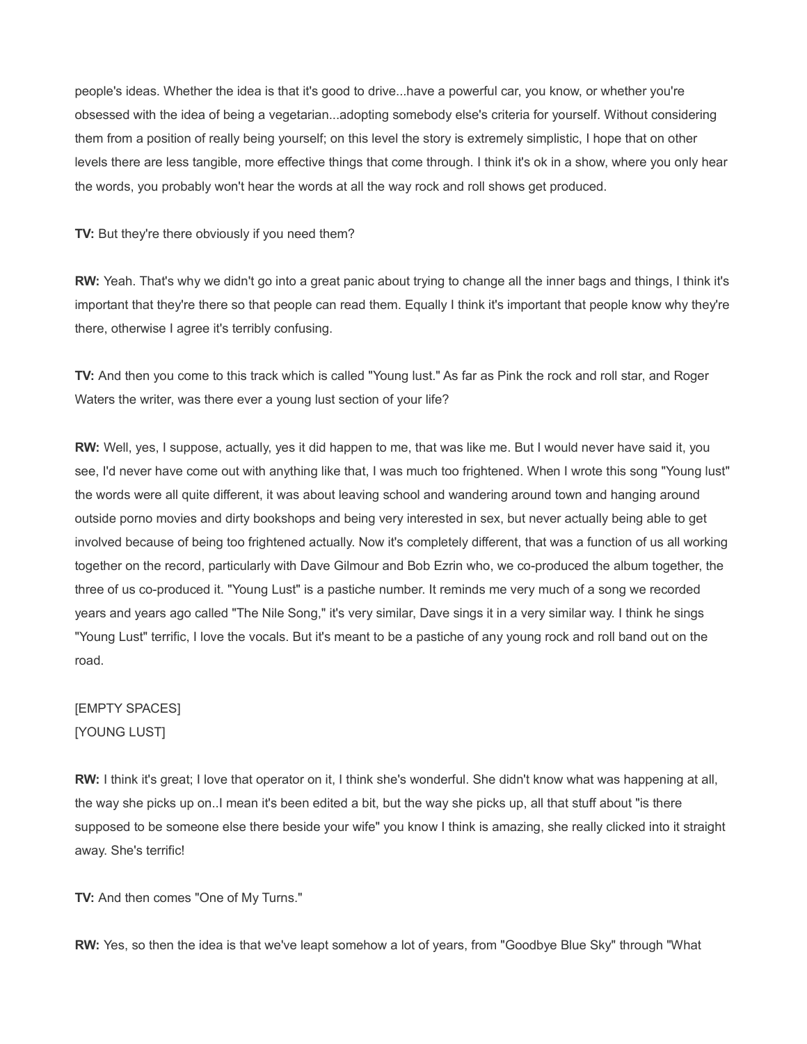people's ideas. Whether the idea is that it's good to drive...have a powerful car, you know, or whether you're obsessed with the idea of being a vegetarian...adopting somebody else's criteria for yourself. Without considering them from a position of really being yourself; on this level the story is extremely simplistic, I hope that on other levels there are less tangible, more effective things that come through. I think it's ok in a show, where you only hear the words, you probably won't hear the words at all the way rock and roll shows get produced.

**TV:** But they're there obviously if you need them?

**RW:** Yeah. That's why we didn't go into a great panic about trying to change all the inner bags and things, I think it's important that they're there so that people can read them. Equally I think it's important that people know why they're there, otherwise I agree it's terribly confusing.

**TV:** And then you come to this track which is called "Young lust." As far as Pink the rock and roll star, and Roger Waters the writer, was there ever a young lust section of your life?

**RW:** Well, yes, I suppose, actually, yes it did happen to me, that was like me. But I would never have said it, you see, I'd never have come out with anything like that, I was much too frightened. When I wrote this song "Young lust" the words were all quite different, it was about leaving school and wandering around town and hanging around outside porno movies and dirty bookshops and being very interested in sex, but never actually being able to get involved because of being too frightened actually. Now it's completely different, that was a function of us all working together on the record, particularly with Dave Gilmour and Bob Ezrin who, we co-produced the album together, the three of us co-produced it. "Young Lust" is a pastiche number. It reminds me very much of a song we recorded years and years ago called "The Nile Song," it's very similar, Dave sings it in a very similar way. I think he sings "Young Lust" terrific, I love the vocals. But it's meant to be a pastiche of any young rock and roll band out on the road.

[EMPTY SPACES]
[YOUNG LUST]

**RW:** I think it's great; I love that operator on it, I think she's wonderful. She didn't know what was happening at all, the way she picks up on..I mean it's been edited a bit, but the way she picks up, all that stuff about "is there supposed to be someone else there beside your wife" you know I think is amazing, she really clicked into it straight away. She's terrific!

**TV:** And then comes "One of My Turns."

**RW:** Yes, so then the idea is that we've leapt somehow a lot of years, from "Goodbye Blue Sky" through "What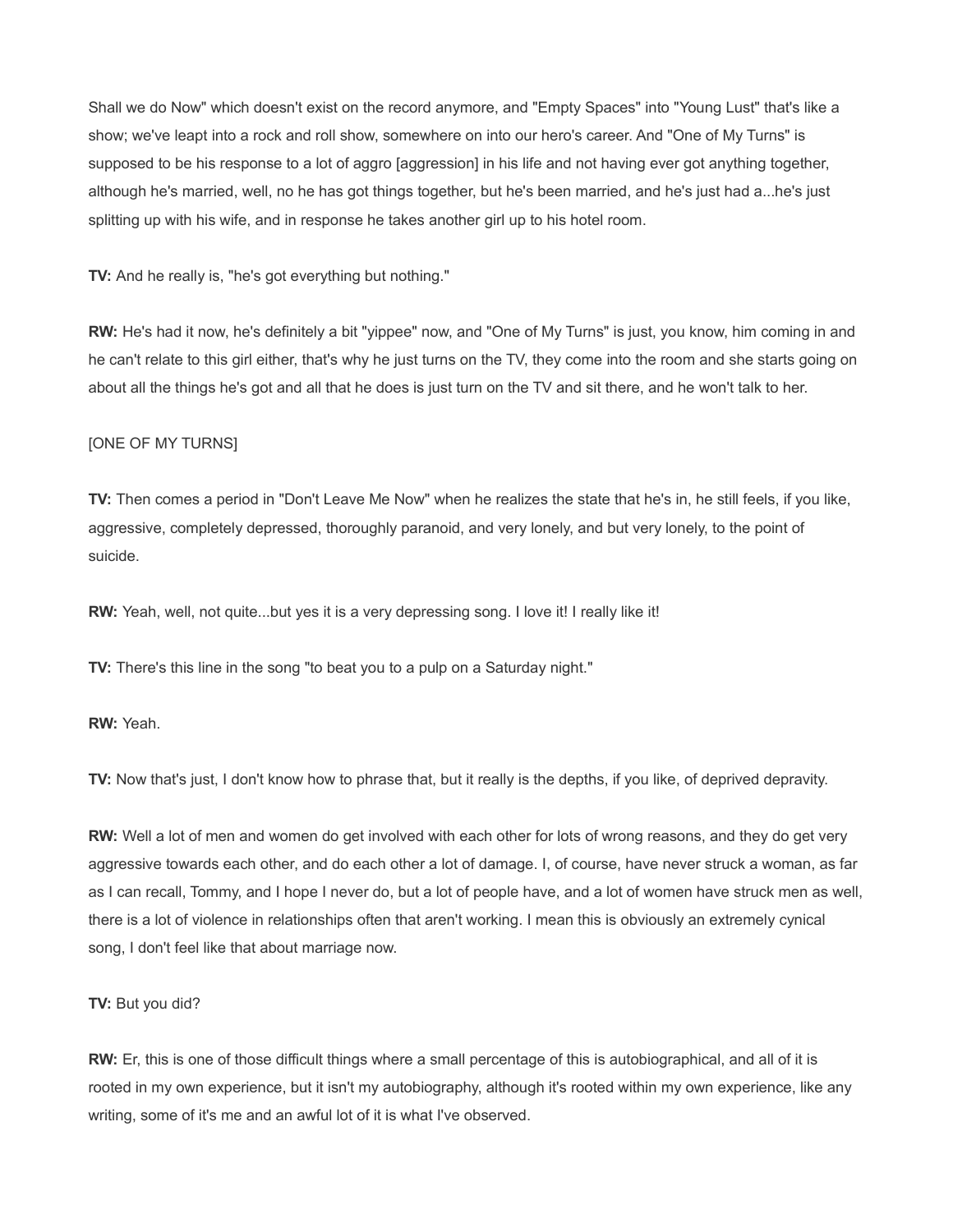Shall we do Now" which doesn't exist on the record anymore, and "Empty Spaces" into "Young Lust" that's like a show; we've leapt into a rock and roll show, somewhere on into our hero's career. And "One of My Turns" is supposed to be his response to a lot of aggro [aggression] in his life and not having ever got anything together, although he's married, well, no he has got things together, but he's been married, and he's just had a...he's just splitting up with his wife, and in response he takes another girl up to his hotel room.

**TV:** And he really is, "he's got everything but nothing."

**RW:** He's had it now, he's definitely a bit "yippee" now, and "One of My Turns" is just, you know, him coming in and he can't relate to this girl either, that's why he just turns on the TV, they come into the room and she starts going on about all the things he's got and all that he does is just turn on the TV and sit there, and he won't talk to her.

[ONE OF MY TURNS]

**TV:** Then comes a period in "Don't Leave Me Now" when he realizes the state that he's in, he still feels, if you like, aggressive, completely depressed, thoroughly paranoid, and very lonely, and but very lonely, to the point of suicide.

**RW:** Yeah, well, not quite...but yes it is a very depressing song. I love it! I really like it!

**TV:** There's this line in the song "to beat you to a pulp on a Saturday night."

**RW:** Yeah.

**TV:** Now that's just, I don't know how to phrase that, but it really is the depths, if you like, of deprived depravity.

**RW:** Well a lot of men and women do get involved with each other for lots of wrong reasons, and they do get very aggressive towards each other, and do each other a lot of damage. I, of course, have never struck a woman, as far as I can recall, Tommy, and I hope I never do, but a lot of people have, and a lot of women have struck men as well, there is a lot of violence in relationships often that aren't working. I mean this is obviously an extremely cynical song, I don't feel like that about marriage now.

**TV:** But you did?

**RW:** Er, this is one of those difficult things where a small percentage of this is autobiographical, and all of it is rooted in my own experience, but it isn't my autobiography, although it's rooted within my own experience, like any writing, some of it's me and an awful lot of it is what I've observed.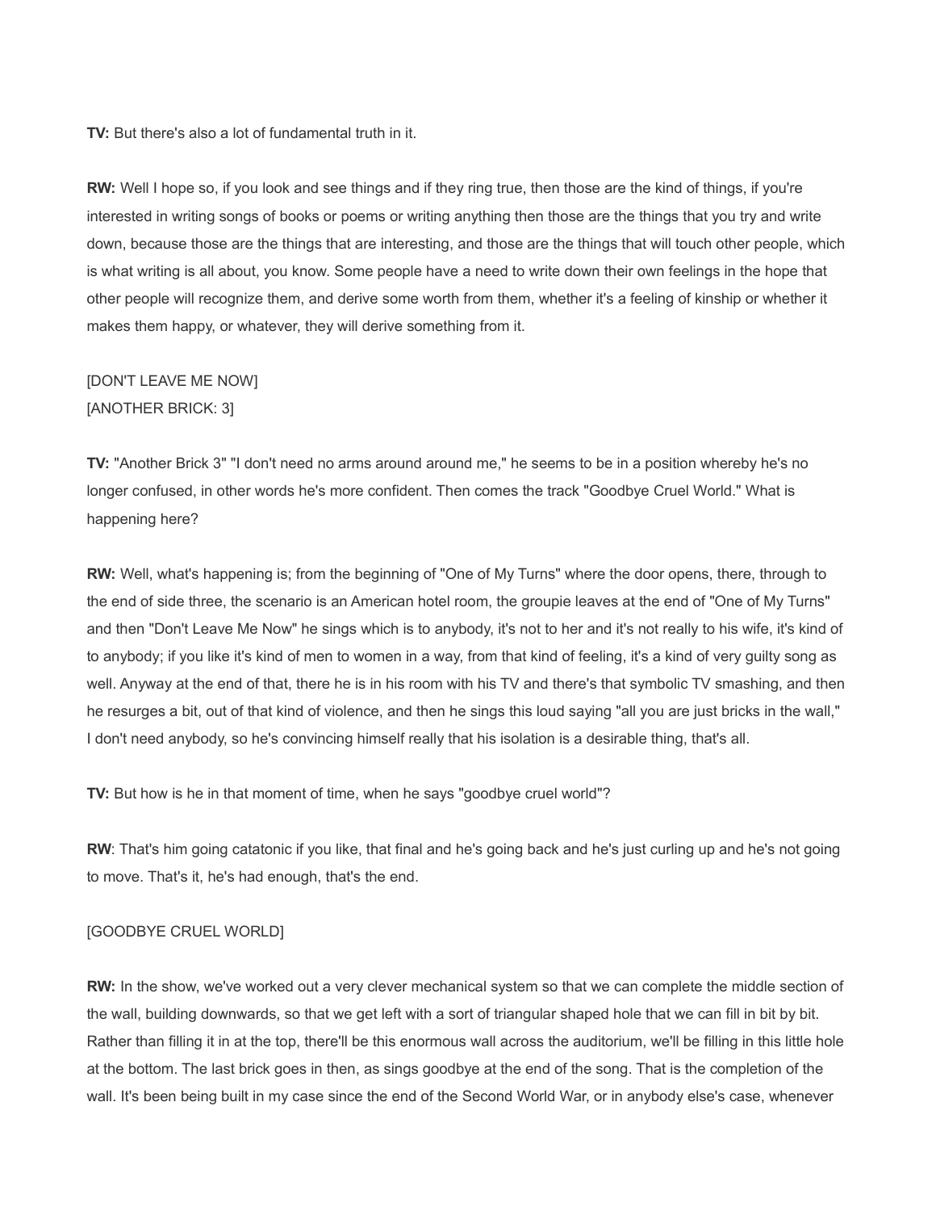**TV:** But there's also a lot of fundamental truth in it.

**RW:** Well I hope so, if you look and see things and if they ring true, then those are the kind of things, if you're interested in writing songs of books or poems or writing anything then those are the things that you try and write down, because those are the things that are interesting, and those are the things that will touch other people, which is what writing is all about, you know. Some people have a need to write down their own feelings in the hope that other people will recognize them, and derive some worth from them, whether it's a feeling of kinship or whether it makes them happy, or whatever, they will derive something from it.

[DON'T LEAVE ME NOW]
[ANOTHER BRICK: 3]

**TV:** "Another Brick 3" "I don't need no arms around around me," he seems to be in a position whereby he's no longer confused, in other words he's more confident. Then comes the track "Goodbye Cruel World." What is happening here?

**RW:** Well, what's happening is; from the beginning of "One of My Turns" where the door opens, there, through to the end of side three, the scenario is an American hotel room, the groupie leaves at the end of "One of My Turns" and then "Don't Leave Me Now" he sings which is to anybody, it's not to her and it's not really to his wife, it's kind of to anybody; if you like it's kind of men to women in a way, from that kind of feeling, it's a kind of very guilty song as well. Anyway at the end of that, there he is in his room with his TV and there's that symbolic TV smashing, and then he resurges a bit, out of that kind of violence, and then he sings this loud saying "all you are just bricks in the wall," I don't need anybody, so he's convincing himself really that his isolation is a desirable thing, that's all.

**TV:** But how is he in that moment of time, when he says "goodbye cruel world"?

**RW**: That's him going catatonic if you like, that final and he's going back and he's just curling up and he's not going to move. That's it, he's had enough, that's the end.

[GOODBYE CRUEL WORLD]

**RW:** In the show, we've worked out a very clever mechanical system so that we can complete the middle section of the wall, building downwards, so that we get left with a sort of triangular shaped hole that we can fill in bit by bit. Rather than filling it in at the top, there'll be this enormous wall across the auditorium, we'll be filling in this little hole at the bottom. The last brick goes in then, as sings goodbye at the end of the song. That is the completion of the wall. It's been being built in my case since the end of the Second World War, or in anybody else's case, whenever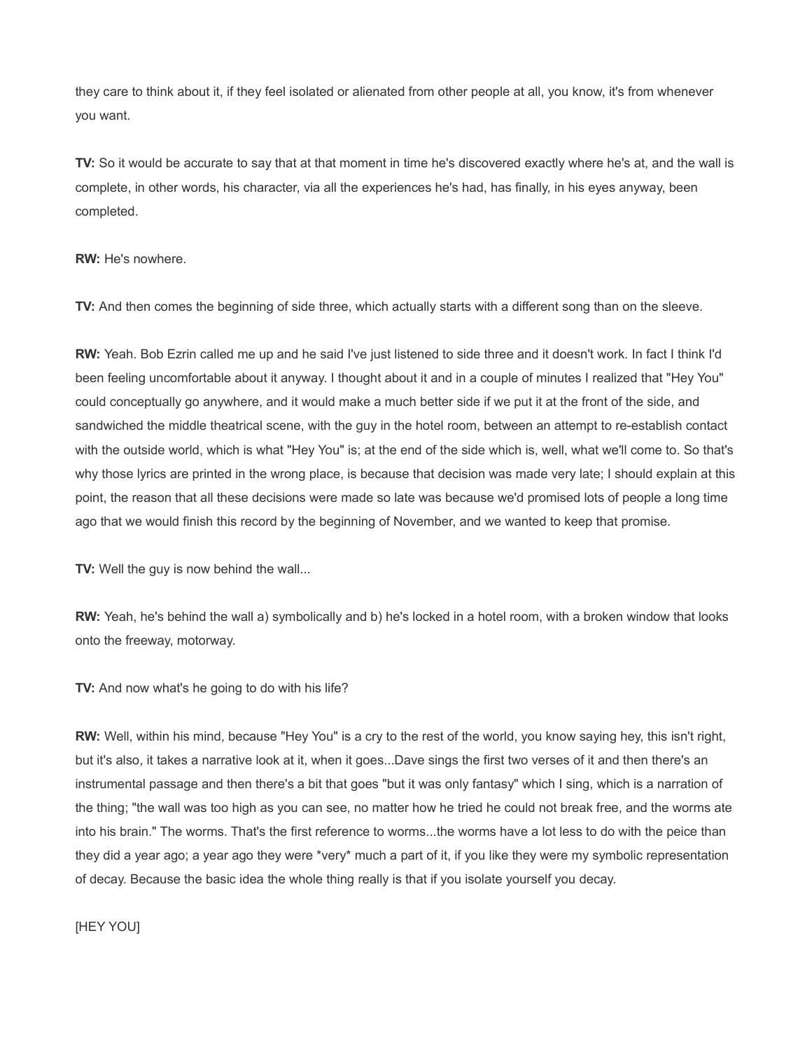they care to think about it, if they feel isolated or alienated from other people at all, you know, it's from whenever you want.

**TV:** So it would be accurate to say that at that moment in time he's discovered exactly where he's at, and the wall is complete, in other words, his character, via all the experiences he's had, has finally, in his eyes anyway, been completed.

**RW:** He's nowhere.

**TV:** And then comes the beginning of side three, which actually starts with a different song than on the sleeve.

**RW:** Yeah. Bob Ezrin called me up and he said I've just listened to side three and it doesn't work. In fact I think I'd been feeling uncomfortable about it anyway. I thought about it and in a couple of minutes I realized that "Hey You" could conceptually go anywhere, and it would make a much better side if we put it at the front of the side, and sandwiched the middle theatrical scene, with the guy in the hotel room, between an attempt to re-establish contact with the outside world, which is what "Hey You" is; at the end of the side which is, well, what we'll come to. So that's why those lyrics are printed in the wrong place, is because that decision was made very late; I should explain at this point, the reason that all these decisions were made so late was because we'd promised lots of people a long time ago that we would finish this record by the beginning of November, and we wanted to keep that promise.

**TV:** Well the guy is now behind the wall...

**RW:** Yeah, he's behind the wall a) symbolically and b) he's locked in a hotel room, with a broken window that looks onto the freeway, motorway.

**TV:** And now what's he going to do with his life?

**RW:** Well, within his mind, because "Hey You" is a cry to the rest of the world, you know saying hey, this isn't right, but it's also, it takes a narrative look at it, when it goes...Dave sings the first two verses of it and then there's an instrumental passage and then there's a bit that goes "but it was only fantasy" which I sing, which is a narration of the thing; "the wall was too high as you can see, no matter how he tried he could not break free, and the worms ate into his brain." The worms. That's the first reference to worms...the worms have a lot less to do with the peice than they did a year ago; a year ago they were *very* much a part of it, if you like they were my symbolic representation of decay. Because the basic idea the whole thing really is that if you isolate yourself you decay.

[HEY YOU]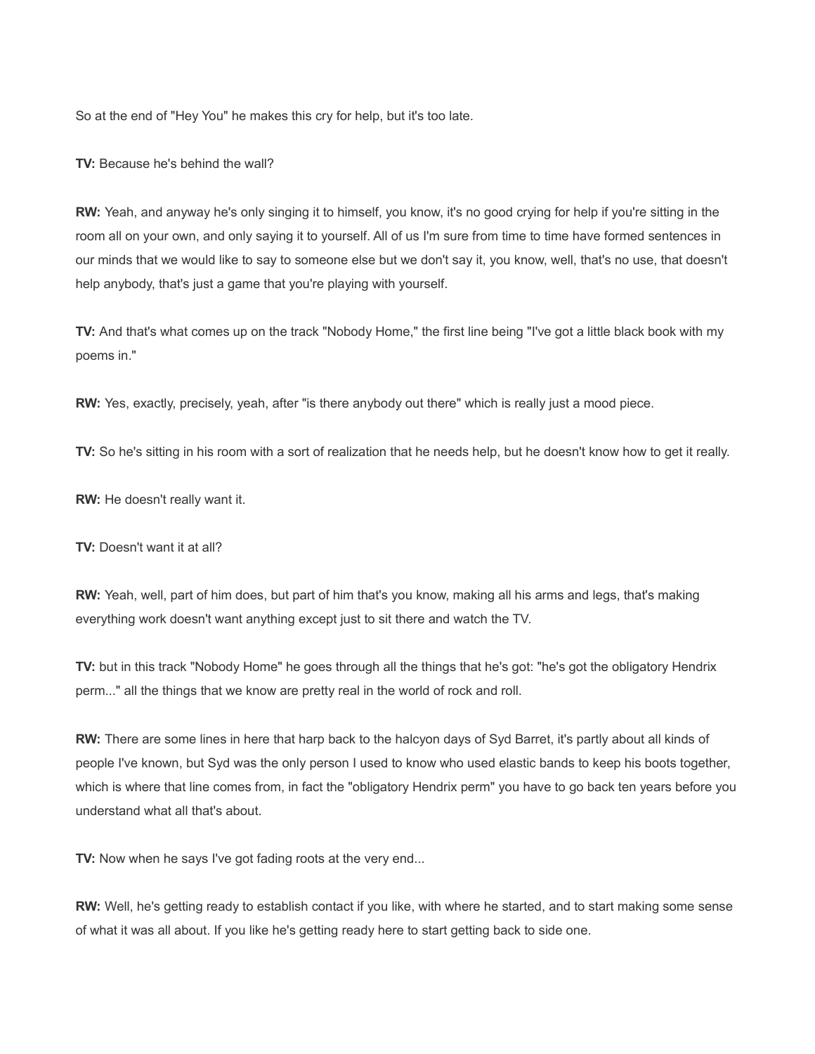So at the end of "Hey You" he makes this cry for help, but it's too late.

**TV:** Because he's behind the wall?

**RW:** Yeah, and anyway he's only singing it to himself, you know, it's no good crying for help if you're sitting in the room all on your own, and only saying it to yourself. All of us I'm sure from time to time have formed sentences in our minds that we would like to say to someone else but we don't say it, you know, well, that's no use, that doesn't help anybody, that's just a game that you're playing with yourself.

**TV:** And that's what comes up on the track "Nobody Home," the first line being "I've got a little black book with my poems in."

**RW:** Yes, exactly, precisely, yeah, after "is there anybody out there" which is really just a mood piece.

**TV:** So he's sitting in his room with a sort of realization that he needs help, but he doesn't know how to get it really.

**RW:** He doesn't really want it.

**TV:** Doesn't want it at all?

**RW:** Yeah, well, part of him does, but part of him that's you know, making all his arms and legs, that's making everything work doesn't want anything except just to sit there and watch the TV.

**TV:** but in this track "Nobody Home" he goes through all the things that he's got: "he's got the obligatory Hendrix perm..." all the things that we know are pretty real in the world of rock and roll.

**RW:** There are some lines in here that harp back to the halcyon days of Syd Barret, it's partly about all kinds of people I've known, but Syd was the only person I used to know who used elastic bands to keep his boots together, which is where that line comes from, in fact the "obligatory Hendrix perm" you have to go back ten years before you understand what all that's about.

**TV:** Now when he says I've got fading roots at the very end...

**RW:** Well, he's getting ready to establish contact if you like, with where he started, and to start making some sense of what it was all about. If you like he's getting ready here to start getting back to side one.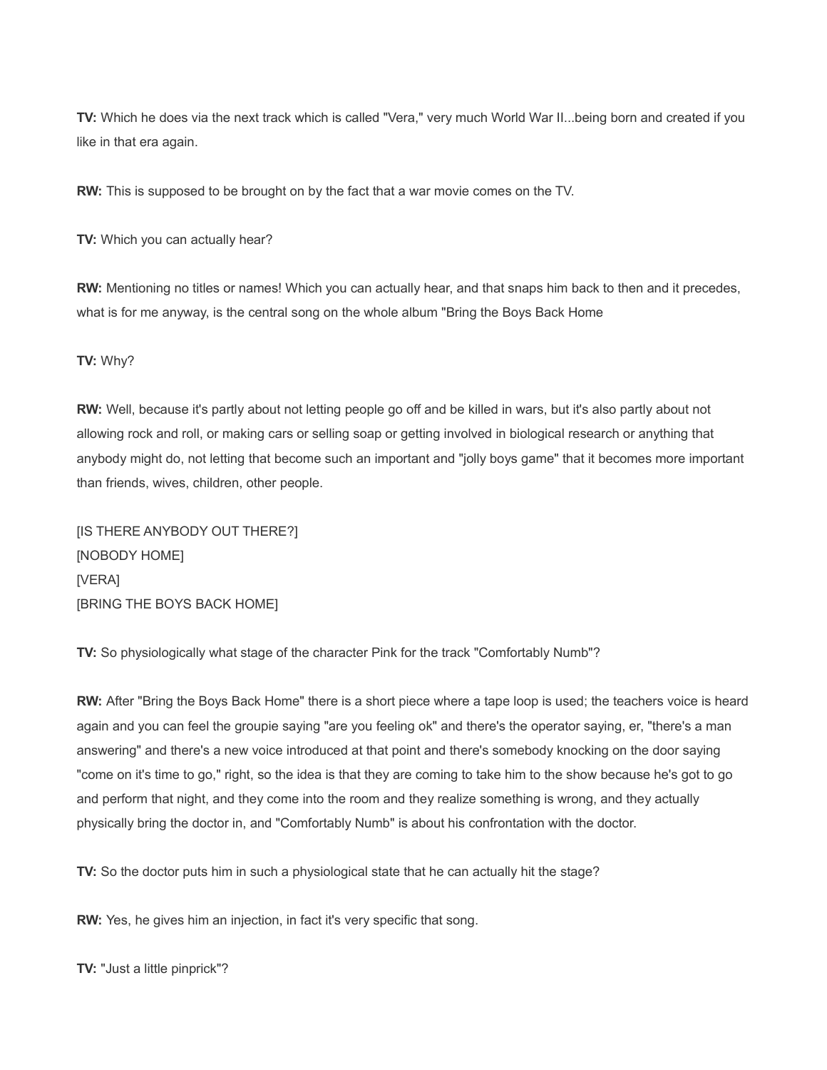**TV:** Which he does via the next track which is called "Vera," very much World War II...being born and created if you like in that era again.

**RW:** This is supposed to be brought on by the fact that a war movie comes on the TV.

**TV:** Which you can actually hear?

**RW:** Mentioning no titles or names! Which you can actually hear, and that snaps him back to then and it precedes, what is for me anyway, is the central song on the whole album "Bring the Boys Back Home

**TV:** Why?

**RW:** Well, because it's partly about not letting people go off and be killed in wars, but it's also partly about not allowing rock and roll, or making cars or selling soap or getting involved in biological research or anything that anybody might do, not letting that become such an important and "jolly boys game" that it becomes more important than friends, wives, children, other people.

[IS THERE ANYBODY OUT THERE?]
[NOBODY HOME]
[VERA]
[BRING THE BOYS BACK HOME]

**TV:** So physiologically what stage of the character Pink for the track "Comfortably Numb"?

**RW:** After "Bring the Boys Back Home" there is a short piece where a tape loop is used; the teachers voice is heard again and you can feel the groupie saying "are you feeling ok" and there's the operator saying, er, "there's a man answering" and there's a new voice introduced at that point and there's somebody knocking on the door saying "come on it's time to go," right, so the idea is that they are coming to take him to the show because he's got to go and perform that night, and they come into the room and they realize something is wrong, and they actually physically bring the doctor in, and "Comfortably Numb" is about his confrontation with the doctor.

**TV:** So the doctor puts him in such a physiological state that he can actually hit the stage?

**RW:** Yes, he gives him an injection, in fact it's very specific that song.

**TV:** "Just a little pinprick"?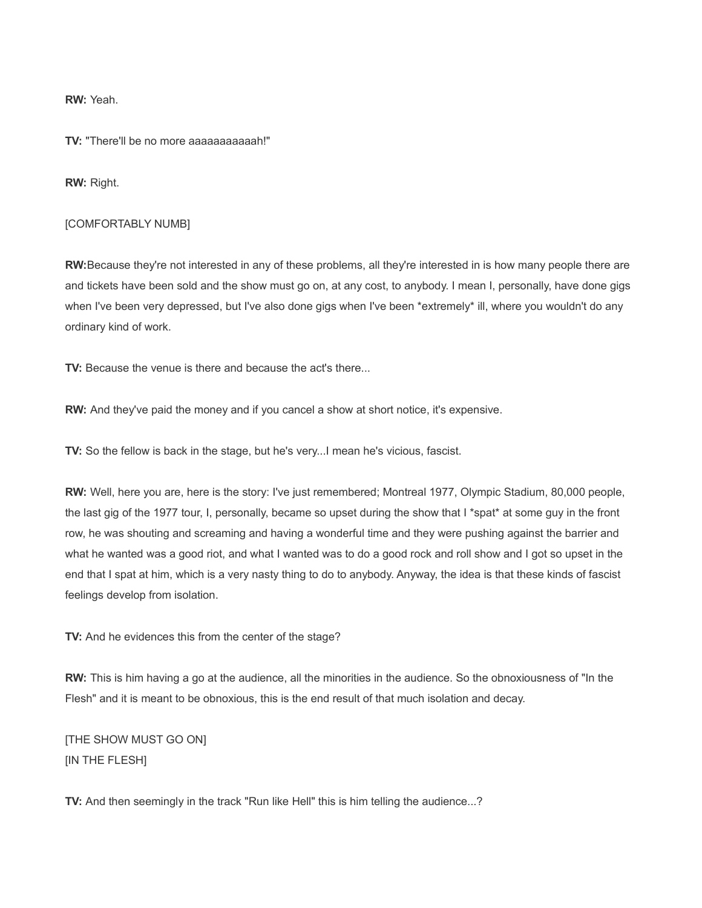**RW:** Yeah.

**TV:** "There'll be no more aaaaaaaaaaah!"

**RW:** Right.

[COMFORTABLY NUMB]

**RW:**Because they're not interested in any of these problems, all they're interested in is how many people there are and tickets have been sold and the show must go on, at any cost, to anybody. I mean I, personally, have done gigs when I've been very depressed, but I've also done gigs when I've been *extremely* ill, where you wouldn't do any ordinary kind of work.

**TV:** Because the venue is there and because the act's there...

**RW:** And they've paid the money and if you cancel a show at short notice, it's expensive.

**TV:** So the fellow is back in the stage, but he's very...I mean he's vicious, fascist.

**RW:** Well, here you are, here is the story: I've just remembered; Montreal 1977, Olympic Stadium, 80,000 people, the last gig of the 1977 tour, I, personally, became so upset during the show that I *spat* at some guy in the front row, he was shouting and screaming and having a wonderful time and they were pushing against the barrier and what he wanted was a good riot, and what I wanted was to do a good rock and roll show and I got so upset in the end that I spat at him, which is a very nasty thing to do to anybody. Anyway, the idea is that these kinds of fascist feelings develop from isolation.

**TV:** And he evidences this from the center of the stage?

**RW:** This is him having a go at the audience, all the minorities in the audience. So the obnoxiousness of "In the Flesh" and it is meant to be obnoxious, this is the end result of that much isolation and decay.

[THE SHOW MUST GO ON]
[IN THE FLESH]

**TV:** And then seemingly in the track "Run like Hell" this is him telling the audience...?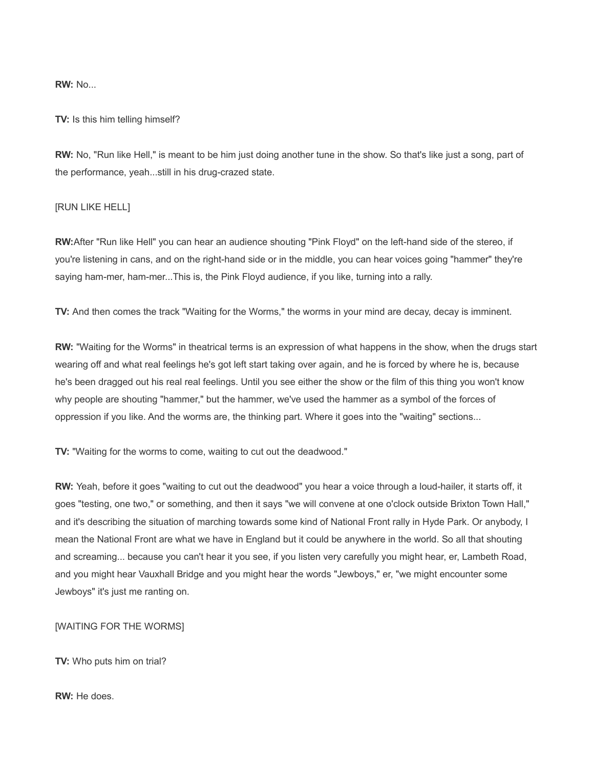**RW:** No...

**TV:** Is this him telling himself?

**RW:** No, "Run like Hell," is meant to be him just doing another tune in the show. So that's like just a song, part of the performance, yeah...still in his drug-crazed state.

[RUN LIKE HELL]

**RW:**After "Run like Hell" you can hear an audience shouting "Pink Floyd" on the left-hand side of the stereo, if you're listening in cans, and on the right-hand side or in the middle, you can hear voices going "hammer" they're saying ham-mer, ham-mer...This is, the Pink Floyd audience, if you like, turning into a rally.

**TV:** And then comes the track "Waiting for the Worms," the worms in your mind are decay, decay is imminent.

**RW:** "Waiting for the Worms" in theatrical terms is an expression of what happens in the show, when the drugs start wearing off and what real feelings he's got left start taking over again, and he is forced by where he is, because he's been dragged out his real real feelings. Until you see either the show or the film of this thing you won't know why people are shouting "hammer," but the hammer, we've used the hammer as a symbol of the forces of oppression if you like. And the worms are, the thinking part. Where it goes into the "waiting" sections...

**TV:** "Waiting for the worms to come, waiting to cut out the deadwood."

**RW:** Yeah, before it goes "waiting to cut out the deadwood" you hear a voice through a loud-hailer, it starts off, it goes "testing, one two," or something, and then it says "we will convene at one o'clock outside Brixton Town Hall," and it's describing the situation of marching towards some kind of National Front rally in Hyde Park. Or anybody, I mean the National Front are what we have in England but it could be anywhere in the world. So all that shouting and screaming... because you can't hear it you see, if you listen very carefully you might hear, er, Lambeth Road, and you might hear Vauxhall Bridge and you might hear the words "Jewboys," er, "we might encounter some Jewboys" it's just me ranting on.

[WAITING FOR THE WORMS]

**TV:** Who puts him on trial?

**RW:** He does.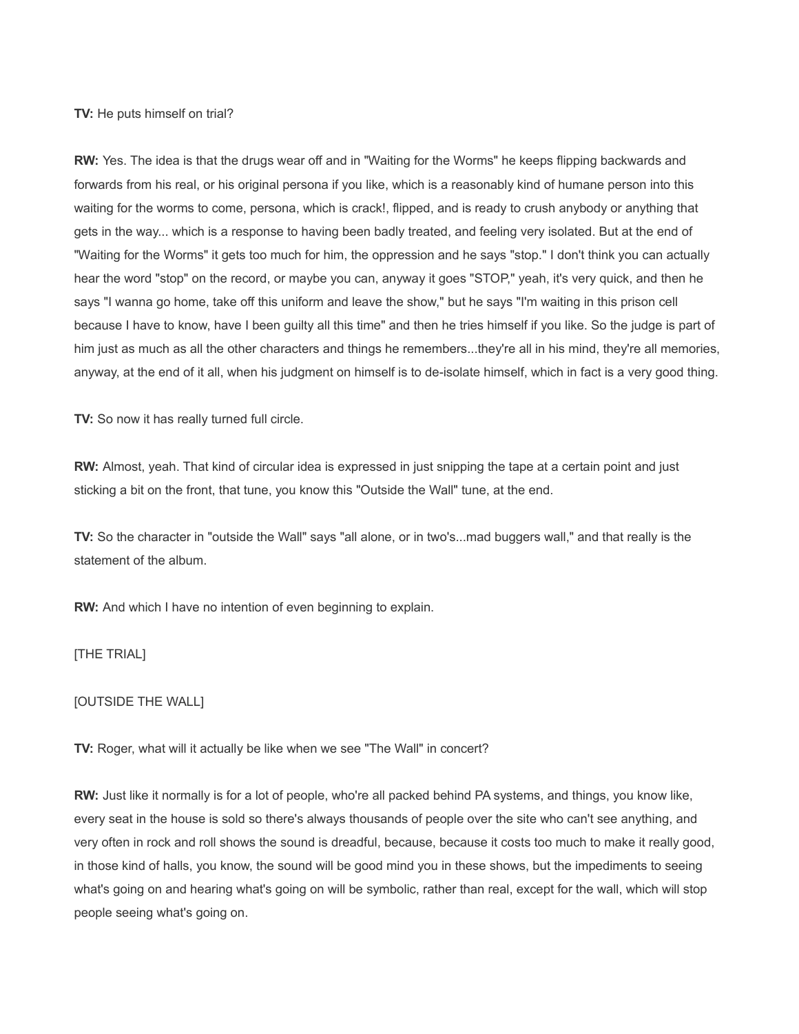**TV:** He puts himself on trial?

**RW:** Yes. The idea is that the drugs wear off and in "Waiting for the Worms" he keeps flipping backwards and forwards from his real, or his original persona if you like, which is a reasonably kind of humane person into this waiting for the worms to come, persona, which is crack!, flipped, and is ready to crush anybody or anything that gets in the way... which is a response to having been badly treated, and feeling very isolated. But at the end of "Waiting for the Worms" it gets too much for him, the oppression and he says "stop." I don't think you can actually hear the word "stop" on the record, or maybe you can, anyway it goes "STOP," yeah, it's very quick, and then he says "I wanna go home, take off this uniform and leave the show," but he says "I'm waiting in this prison cell because I have to know, have I been guilty all this time" and then he tries himself if you like. So the judge is part of him just as much as all the other characters and things he remembers...they're all in his mind, they're all memories, anyway, at the end of it all, when his judgment on himself is to de-isolate himself, which in fact is a very good thing.

**TV:** So now it has really turned full circle.

**RW:** Almost, yeah. That kind of circular idea is expressed in just snipping the tape at a certain point and just sticking a bit on the front, that tune, you know this "Outside the Wall" tune, at the end.

**TV:** So the character in "outside the Wall" says "all alone, or in two's...mad buggers wall," and that really is the statement of the album.

**RW:** And which I have no intention of even beginning to explain.

[THE TRIAL]

[OUTSIDE THE WALL]

**TV:** Roger, what will it actually be like when we see "The Wall" in concert?

**RW:** Just like it normally is for a lot of people, who're all packed behind PA systems, and things, you know like, every seat in the house is sold so there's always thousands of people over the site who can't see anything, and very often in rock and roll shows the sound is dreadful, because, because it costs too much to make it really good, in those kind of halls, you know, the sound will be good mind you in these shows, but the impediments to seeing what's going on and hearing what's going on will be symbolic, rather than real, except for the wall, which will stop people seeing what's going on.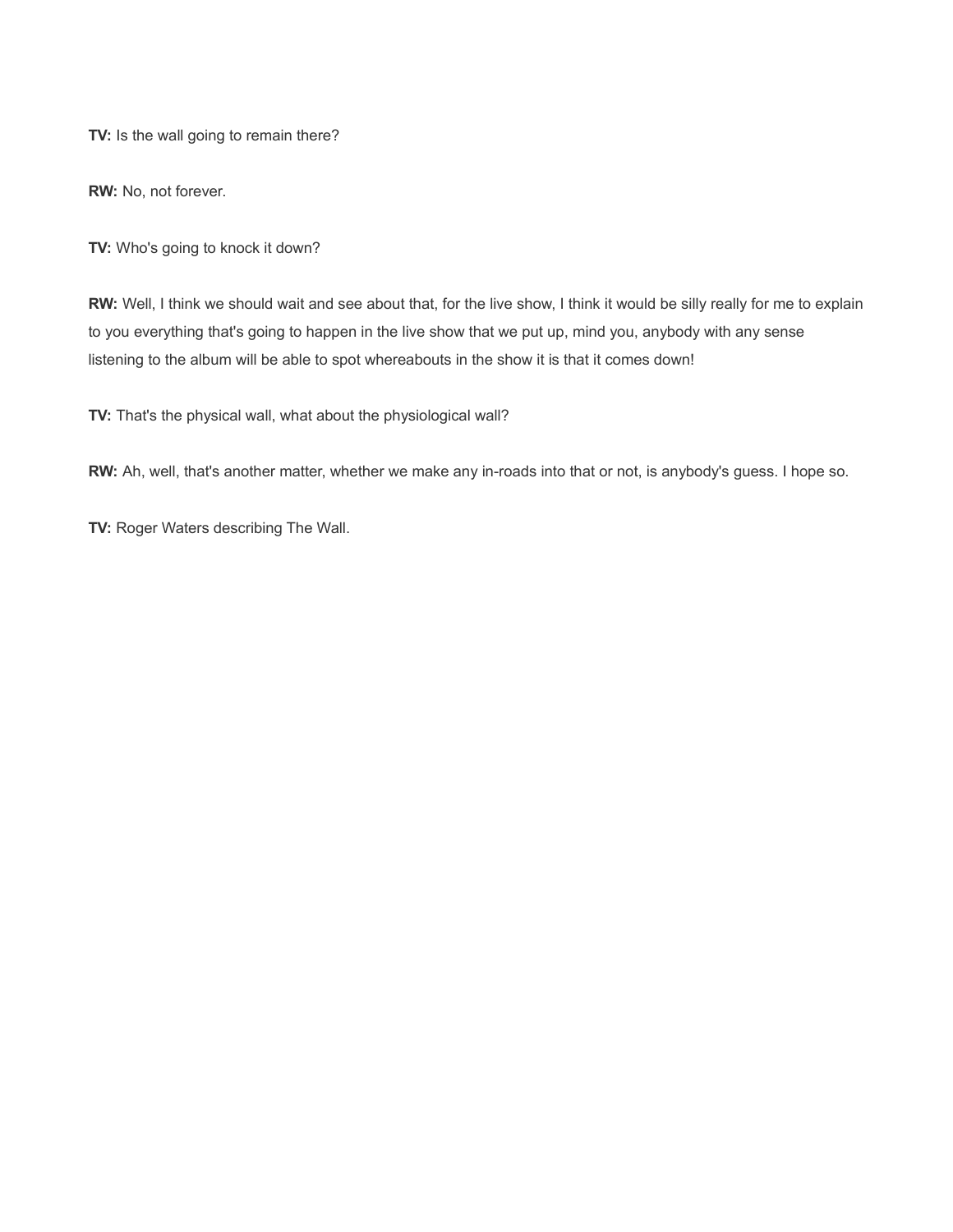**TV:** Is the wall going to remain there?

**RW:** No, not forever.

**TV:** Who's going to knock it down?

**RW:** Well, I think we should wait and see about that, for the live show, I think it would be silly really for me to explain to you everything that's going to happen in the live show that we put up, mind you, anybody with any sense listening to the album will be able to spot whereabouts in the show it is that it comes down!

**TV:** That's the physical wall, what about the physiological wall?

**RW:** Ah, well, that's another matter, whether we make any in-roads into that or not, is anybody's guess. I hope so.

**TV:** Roger Waters describing The Wall.